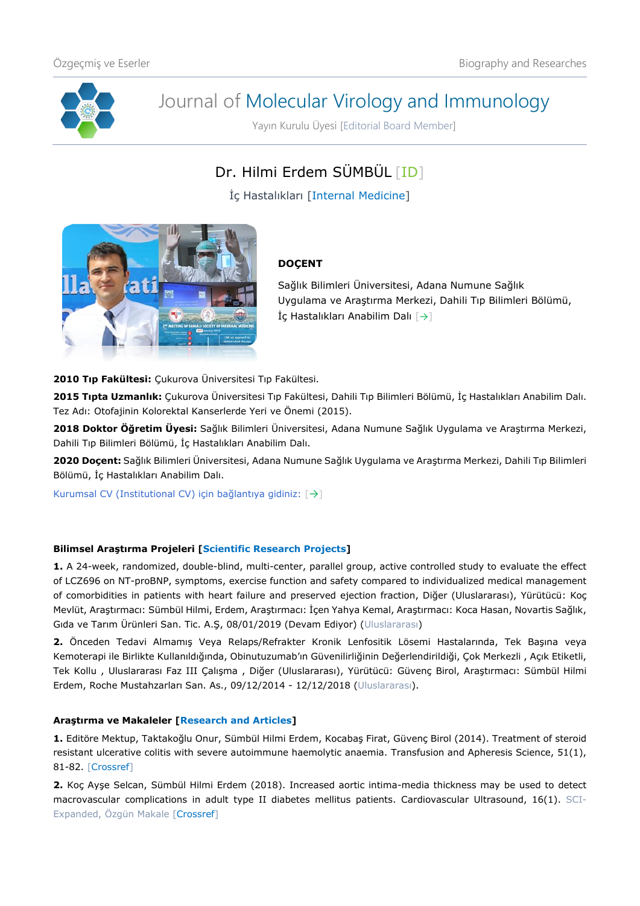# Journal of Molecular Virology and Immunology

Yayın Kurulu Üyesi [Editorial Board Member]

## Dr. Hilmi Erdem SÜMBÜL [ID]

İç Hastalıkları [Internal Medicine]

**DOÇENT**

Sağlık Bilimleri Üniversitesi, Adana Numune Sağlık Uygulama ve Araştırma Merkezi, Dahili Tıp Bilimleri Bölümü, İç Hastalıkları Anabilim Dalı [→]

**2010 Tıp Fakültesi:** Çukurova Üniversitesi Tıp Fakültesi.

**2015 Tıpta Uzmanlık:** Çukurova Üniversitesi Tıp Fakültesi, Dahili Tıp Bilimleri Bölümü, İç Hastalıkları Anabilim Dalı. Tez Adı: Otofajinin Kolorektal Kanserlerde Yeri ve Önemi (2015).

**2018 Doktor Öğretim Üyesi:** Sağlık Bilimleri Üniversitesi, Adana Numune Sağlık Uygulama ve Araştırma Merkezi, Dahili Tıp Bilimleri Bölümü, İç Hastalıkları Anabilim Dalı.

**2020 Doçent:** Sağlık Bilimleri Üniversitesi, Adana Numune Sağlık Uygulama ve Araştırma Merkezi, Dahili Tıp Bilimleri Bölümü, İç Hastalıkları Anabilim Dalı.

Kurumsal CV (Institutional CV) için bağlantıya gidiniz: [→]

### Bilimsel Araştırma Projeleri [Scientific Research Projects]

**1.** A 24-week, randomized, double-blind, multi-center, parallel group, active controlled study to evaluate the effect of LCZ696 on NT-proBNP, symptoms, exercise function and safety compared to individualized medical management of comorbidities in patients with heart failure and preserved ejection fraction, Diğer (Uluslararası), Yürütücü: Koç Mevlüt, Araştırmacı: Sümbül Hilmi, Erdem, Araştırmacı: İçen Yahya Kemal, Araştırmacı: Koca Hasan, Novartis Sağlık, Gıda ve Tarım Ürünleri San. Tic. A.Ş, 08/01/2019 (Devam Ediyor) (Uluslararası)

**2.** Önceden Tedavi Almamış Veya Relaps/Refrakter Kronik Lenfositik Lösemi Hastalarında, Tek Başına veya Kemoterapi ile Birlikte Kullanıldığında, Obinutuzumab'ın Güvenilirliğinin Değerlendirildiği, Çok Merkezli , Açık Etiketli, Tek Kollu , Uluslararası Faz III Çalışma , Diğer (Uluslararası), Yürütücü: Güvenç Birol, Araştırmacı: Sümbül Hilmi Erdem, Roche Mustahzarları San. As., 09/12/2014 - 12/12/2018 (Uluslararası).

### Araştırma ve Makaleler [Research and Articles]

**1.** Editöre Mektup, Taktakoğlu Onur, Sümbül Hilmi Erdem, Kocabaş Firat, Güvenç Birol (2014). Treatment of steroid resistant ulcerative colitis with severe autoimmune haemolytic anaemia. Transfusion and Apheresis Science, 51(1), 81-82. [Crossref]

**2.** Koç Ayşe Selcan, Sümbül Hilmi Erdem (2018). Increased aortic intima-media thickness may be used to detect macrovascular complications in adult type II diabetes mellitus patients. Cardiovascular Ultrasound, 16(1). SCI-Expanded, Özgün Makale [Crossref]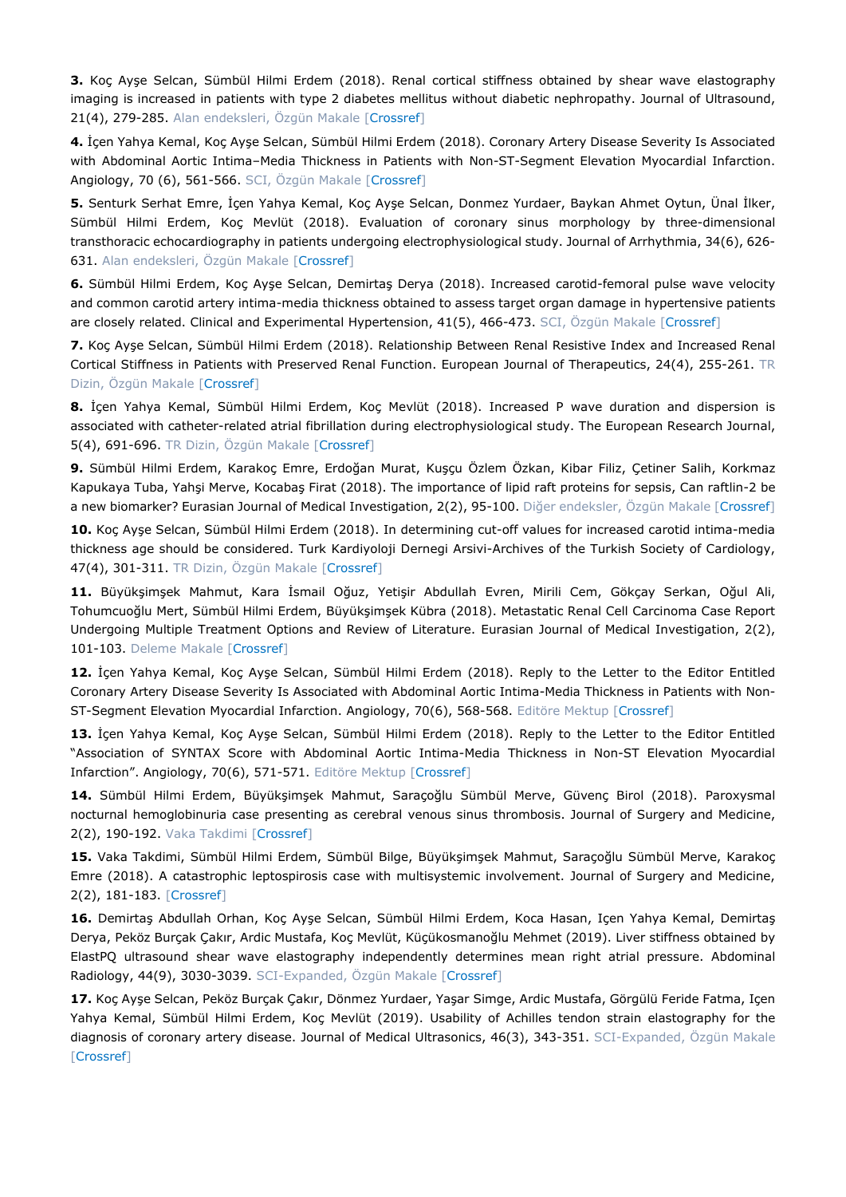**3.** Koç Ayşe Selcan, Sümbül Hilmi Erdem (2018). Renal cortical stiffness obtained by shear wave elastography imaging is increased in patients with type 2 diabetes mellitus without diabetic nephropathy. Journal of Ultrasound, 21(4), 279-285. Alan endeksleri, Özgün Makale [Crossref]

**4.** İçen Yahya Kemal, Koç Ayşe Selcan, Sümbül Hilmi Erdem (2018). Coronary Artery Disease Severity Is Associated with Abdominal Aortic Intima–Media Thickness in Patients with Non-ST-Segment Elevation Myocardial Infarction. Angiology, 70 (6), 561-566. SCI, Özgün Makale [Crossref]

**5.** Senturk Serhat Emre, İçen Yahya Kemal, Koç Ayşe Selcan, Donmez Yurdaer, Baykan Ahmet Oytun, Ünal İlker, Sümbül Hilmi Erdem, Koç Mevlüt (2018). Evaluation of coronary sinus morphology by three-dimensional transthoracic echocardiography in patients undergoing electrophysiological study. Journal of Arrhythmia, 34(6), 626-631. Alan endeksleri, Özgün Makale [Crossref]

**6.** Sümbül Hilmi Erdem, Koç Ayşe Selcan, Demirtaş Derya (2018). Increased carotid-femoral pulse wave velocity and common carotid artery intima-media thickness obtained to assess target organ damage in hypertensive patients are closely related. Clinical and Experimental Hypertension, 41(5), 466-473. SCI, Özgün Makale [Crossref]

**7.** Koç Ayşe Selcan, Sümbül Hilmi Erdem (2018). Relationship Between Renal Resistive Index and Increased Renal Cortical Stiffness in Patients with Preserved Renal Function. European Journal of Therapeutics, 24(4), 255-261. TR Dizin, Özgün Makale [Crossref]

**8.** İçen Yahya Kemal, Sümbül Hilmi Erdem, Koç Mevlüt (2018). Increased P wave duration and dispersion is associated with catheter-related atrial fibrillation during electrophysiological study. The European Research Journal, 5(4), 691-696. TR Dizin, Özgün Makale [Crossref]

**9.** Sümbül Hilmi Erdem, Karakoç Emre, Erdoğan Murat, Kuşçu Özlem Özkan, Kibar Filiz, Çetiner Salih, Korkmaz Kapukaya Tuba, Yahşi Merve, Kocabaş Firat (2018). The importance of lipid raft proteins for sepsis, Can raftlin-2 be a new biomarker? Eurasian Journal of Medical Investigation, 2(2), 95-100. Diğer endeksler, Özgün Makale [Crossref]

**10.** Koç Ayşe Selcan, Sümbül Hilmi Erdem (2018). In determining cut-off values for increased carotid intima-media thickness age should be considered. Turk Kardiyoloji Dernegi Arsivi-Archives of the Turkish Society of Cardiology, 47(4), 301-311. TR Dizin, Özgün Makale [Crossref]

**11.** Büyükşimşek Mahmut, Kara İsmail Oğuz, Yetişir Abdullah Evren, Mirili Cem, Gökçay Serkan, Oğul Ali, Tohumcuoğlu Mert, Sümbül Hilmi Erdem, Büyükşimşek Kübra (2018). Metastatic Renal Cell Carcinoma Case Report Undergoing Multiple Treatment Options and Review of Literature. Eurasian Journal of Medical Investigation, 2(2), 101-103. Deleme Makale [Crossref]

**12.** İçen Yahya Kemal, Koç Ayşe Selcan, Sümbül Hilmi Erdem (2018). Reply to the Letter to the Editor Entitled Coronary Artery Disease Severity Is Associated with Abdominal Aortic Intima-Media Thickness in Patients with Non-ST-Segment Elevation Myocardial Infarction. Angiology, 70(6), 568-568. Editöre Mektup [Crossref]

**13.** İçen Yahya Kemal, Koç Ayşe Selcan, Sümbül Hilmi Erdem (2018). Reply to the Letter to the Editor Entitled "Association of SYNTAX Score with Abdominal Aortic Intima-Media Thickness in Non-ST Elevation Myocardial Infarction". Angiology, 70(6), 571-571. Editöre Mektup [Crossref]

**14.** Sümbül Hilmi Erdem, Büyükşimşek Mahmut, Saraçoğlu Sümbül Merve, Güvenç Birol (2018). Paroxysmal nocturnal hemoglobinuria case presenting as cerebral venous sinus thrombosis. Journal of Surgery and Medicine, 2(2), 190-192. Vaka Takdimi [Crossref]

**15.** Vaka Takdimi, Sümbül Hilmi Erdem, Sümbül Bilge, Büyükşimşek Mahmut, Saraçoğlu Sümbül Merve, Karakoç Emre (2018). A catastrophic leptospirosis case with multisystemic involvement. Journal of Surgery and Medicine, 2(2), 181-183. [Crossref]

**16.** Demirtaş Abdullah Orhan, Koç Ayşe Selcan, Sümbül Hilmi Erdem, Koca Hasan, Içen Yahya Kemal, Demirtaş Derya, Peköz Burçak Çakır, Ardic Mustafa, Koç Mevlüt, Küçükosmanoğlu Mehmet (2019). Liver stiffness obtained by ElastPQ ultrasound shear wave elastography independently determines mean right atrial pressure. Abdominal Radiology, 44(9), 3030-3039. SCI-Expanded, Özgün Makale [Crossref]

**17.** Koç Ayşe Selcan, Peköz Burçak Çakır, Dönmez Yurdaer, Yaşar Simge, Ardic Mustafa, Görgülü Feride Fatma, Içen Yahya Kemal, Sümbül Hilmi Erdem, Koç Mevlüt (2019). Usability of Achilles tendon strain elastography for the diagnosis of coronary artery disease. Journal of Medical Ultrasonics, 46(3), 343-351. SCI-Expanded, Özgün Makale [Crossref]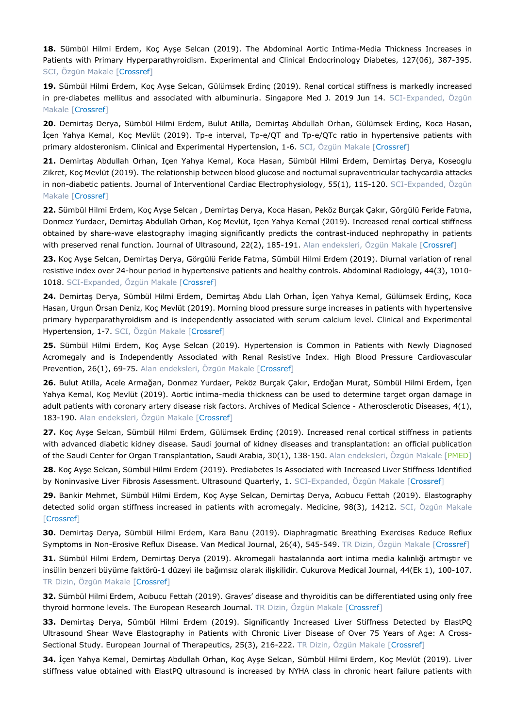**18.** Sümbül Hilmi Erdem, Koç Ayşe Selcan (2019). The Abdominal Aortic Intima-Media Thickness Increases in Patients with Primary Hyperparathyroidism. Experimental and Clinical Endocrinology Diabetes, 127(06), 387-395. SCI, Özgün Makale [Crossref]

**19.** Sümbül Hilmi Erdem, Koç Ayşe Selcan, Gülümsek Erdinç (2019). Renal cortical stiffness is markedly increased in pre-diabetes mellitus and associated with albuminuria. Singapore Med J. 2019 Jun 14. SCI-Expanded, Özgün Makale [Crossref]

**20.** Demirtaş Derya, Sümbül Hilmi Erdem, Bulut Atilla, Demirtaş Abdullah Orhan, Gülümsek Erdinç, Koca Hasan, İçen Yahya Kemal, Koç Mevlüt (2019). Tp-e interval, Tp-e/QT and Tp-e/QTc ratio in hypertensive patients with primary aldosteronism. Clinical and Experimental Hypertension, 1-6. SCI, Özgün Makale [Crossref]

**21.** Demirtaş Abdullah Orhan, Içen Yahya Kemal, Koca Hasan, Sümbül Hilmi Erdem, Demirtaş Derya, Koseoglu Zikret, Koç Mevlüt (2019). The relationship between blood glucose and nocturnal supraventricular tachycardia attacks in non-diabetic patients. Journal of Interventional Cardiac Electrophysiology, 55(1), 115-120. SCI-Expanded, Özgün Makale [Crossref]

**22.** Sümbül Hilmi Erdem, Koç Ayşe Selcan , Demirtaş Derya, Koca Hasan, Peköz Burçak Çakır, Görgülü Feride Fatma, Donmez Yurdaer, Demirtaş Abdullah Orhan, Koç Mevlüt, Içen Yahya Kemal (2019). Increased renal cortical stiffness obtained by share-wave elastography imaging significantly predicts the contrast-induced nephropathy in patients with preserved renal function. Journal of Ultrasound, 22(2), 185-191. Alan endeksleri, Özgün Makale [Crossref]

**23.** Koç Ayşe Selcan, Demirtaş Derya, Görgülü Feride Fatma, Sümbül Hilmi Erdem (2019). Diurnal variation of renal resistive index over 24-hour period in hypertensive patients and healthy controls. Abdominal Radiology, 44(3), 1010-1018. SCI-Expanded, Özgün Makale [Crossref]

**24.** Demirtaş Derya, Sümbül Hilmi Erdem, Demirtaş Abdu Llah Orhan, İçen Yahya Kemal, Gülümsek Erdinç, Koca Hasan, Urgun Örsan Deniz, Koç Mevlüt (2019). Morning blood pressure surge increases in patients with hypertensive primary hyperparathyroidism and is independently associated with serum calcium level. Clinical and Experimental Hypertension, 1-7. SCI, Özgün Makale [Crossref]

**25.** Sümbül Hilmi Erdem, Koç Ayşe Selcan (2019). Hypertension is Common in Patients with Newly Diagnosed Acromegaly and is Independently Associated with Renal Resistive Index. High Blood Pressure Cardiovascular Prevention, 26(1), 69-75. Alan endeksleri, Özgün Makale [Crossref]

**26.** Bulut Atilla, Acele Armağan, Donmez Yurdaer, Peköz Burçak Çakır, Erdoğan Murat, Sümbül Hilmi Erdem, İçen Yahya Kemal, Koç Mevlüt (2019). Aortic intima-media thickness can be used to determine target organ damage in adult patients with coronary artery disease risk factors. Archives of Medical Science - Atherosclerotic Diseases, 4(1), 183-190. Alan endeksleri, Özgün Makale [Crossref]

**27.** Koç Ayşe Selcan, Sümbül Hilmi Erdem, Gülümsek Erdinç (2019). Increased renal cortical stiffness in patients with advanced diabetic kidney disease. Saudi journal of kidney diseases and transplantation: an official publication of the Saudi Center for Organ Transplantation, Saudi Arabia, 30(1), 138-150. Alan endeksleri, Özgün Makale [PMED]

**28.** Koç Ayşe Selcan, Sümbül Hilmi Erdem (2019). Prediabetes Is Associated with Increased Liver Stiffness Identified by Noninvasive Liver Fibrosis Assessment. Ultrasound Quarterly, 1. SCI-Expanded, Özgün Makale [Crossref]

**29.** Bankir Mehmet, Sümbül Hilmi Erdem, Koç Ayşe Selcan, Demirtaş Derya, Acıbucu Fettah (2019). Elastography detected solid organ stiffness increased in patients with acromegaly. Medicine, 98(3), 14212. SCI, Özgün Makale [Crossref]

**30.** Demirtaş Derya, Sümbül Hilmi Erdem, Kara Banu (2019). Diaphragmatic Breathing Exercises Reduce Reflux Symptoms in Non-Erosive Reflux Disease. Van Medical Journal, 26(4), 545-549. TR Dizin, Özgün Makale [Crossref]

**31.** Sümbül Hilmi Erdem, Demirtaş Derya (2019). Akromegali hastalarında aort intima media kalınlığı artmıştır ve insülin benzeri büyüme faktörü-1 düzeyi ile bağımsız olarak ilişkilidir. Cukurova Medical Journal, 44(Ek 1), 100-107. TR Dizin, Özgün Makale [Crossref]

**32.** Sümbül Hilmi Erdem, Acıbucu Fettah (2019). Graves' disease and thyroiditis can be differentiated using only free thyroid hormone levels. The European Research Journal. TR Dizin, Özgün Makale [Crossref]

**33.** Demirtaş Derya, Sümbül Hilmi Erdem (2019). Significantly Increased Liver Stiffness Detected by ElastPQ Ultrasound Shear Wave Elastography in Patients with Chronic Liver Disease of Over 75 Years of Age: A Cross-Sectional Study. European Journal of Therapeutics, 25(3), 216-222. TR Dizin, Özgün Makale [Crossref]

**34.** İçen Yahya Kemal, Demirtaş Abdullah Orhan, Koç Ayşe Selcan, Sümbül Hilmi Erdem, Koç Mevlüt (2019). Liver stiffness value obtained with ElastPQ ultrasound is increased by NYHA class in chronic heart failure patients with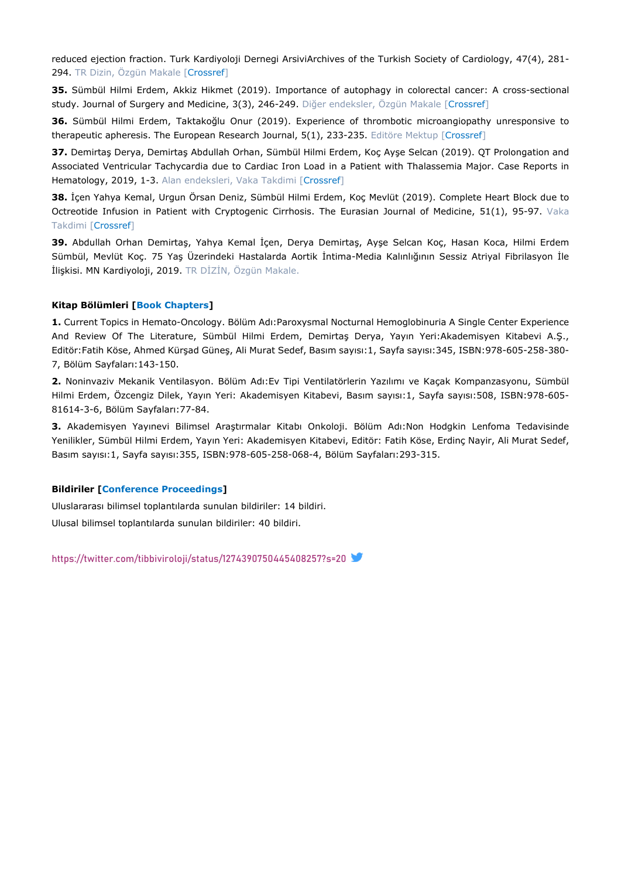reduced ejection fraction. Turk Kardiyoloji Dernegi ArsiviArchives of the Turkish Society of Cardiology, 47(4), 281-294. TR Dizin, Özgün Makale [Crossref]

**35.** Sümbül Hilmi Erdem, Akkiz Hikmet (2019). Importance of autophagy in colorectal cancer: A cross-sectional study. Journal of Surgery and Medicine, 3(3), 246-249. Diğer endeksler, Özgün Makale [Crossref]

**36.** Sümbül Hilmi Erdem, Taktakoğlu Onur (2019). Experience of thrombotic microangiopathy unresponsive to therapeutic apheresis. The European Research Journal, 5(1), 233-235. Editöre Mektup [Crossref]

**37.** Demirtaş Derya, Demirtaş Abdullah Orhan, Sümbül Hilmi Erdem, Koç Ayşe Selcan (2019). QT Prolongation and Associated Ventricular Tachycardia due to Cardiac Iron Load in a Patient with Thalassemia Major. Case Reports in Hematology, 2019, 1-3. Alan endeksleri, Vaka Takdimi [Crossref]

**38.** İçen Yahya Kemal, Urgun Örsan Deniz, Sümbül Hilmi Erdem, Koç Mevlüt (2019). Complete Heart Block due to Octreotide Infusion in Patient with Cryptogenic Cirrhosis. The Eurasian Journal of Medicine, 51(1), 95-97. Vaka Takdimi [Crossref]

**39.** Abdullah Orhan Demirtaş, Yahya Kemal İçen, Derya Demirtaş, Ayşe Selcan Koç, Hasan Koca, Hilmi Erdem Sümbül, Mevlüt Koç. 75 Yaş Üzerindeki Hastalarda Aortik İntima-Media Kalınlığının Sessiz Atriyal Fibrilasyon İle İlişkisi. MN Kardiyoloji, 2019. TR DİZİN, Özgün Makale.

**Kitap Bölümleri [Book Chapters]**

**1.** Current Topics in Hemato-Oncology. Bölüm Adı:Paroxysmal Nocturnal Hemoglobinuria A Single Center Experience And Review Of The Literature, Sümbül Hilmi Erdem, Demirtaş Derya, Yayın Yeri:Akademisyen Kitabevi A.Ş., Editör:Fatih Köse, Ahmed Kürşad Güneş, Ali Murat Sedef, Basım sayısı:1, Sayfa sayısı:345, ISBN:978-605-258-380-7, Bölüm Sayfaları:143-150.

**2.** Noninvaziv Mekanik Ventilasyon. Bölüm Adı:Ev Tipi Ventilatörlerin Yazılımı ve Kaçak Kompanzasyonu, Sümbül Hilmi Erdem, Özcengiz Dilek, Yayın Yeri: Akademisyen Kitabevi, Basım sayısı:1, Sayfa sayısı:508, ISBN:978-605-81614-3-6, Bölüm Sayfaları:77-84.

**3.** Akademisyen Yayınevi Bilimsel Araştırmalar Kitabı Onkoloji. Bölüm Adı:Non Hodgkin Lenfoma Tedavisinde Yenilikler, Sümbül Hilmi Erdem, Yayın Yeri: Akademisyen Kitabevi, Editör: Fatih Köse, Erdinç Nayir, Ali Murat Sedef, Basım sayısı:1, Sayfa sayısı:355, ISBN:978-605-258-068-4, Bölüm Sayfaları:293-315.

**Bildiriler [Conference Proceedings]**

Uluslararası bilimsel toplantılarda sunulan bildiriler: 14 bildiri.

Ulusal bilimsel toplantılarda sunulan bildiriler: 40 bildiri.

https://twitter.com/tibbiviroloji/status/1274390750445408257?s=20